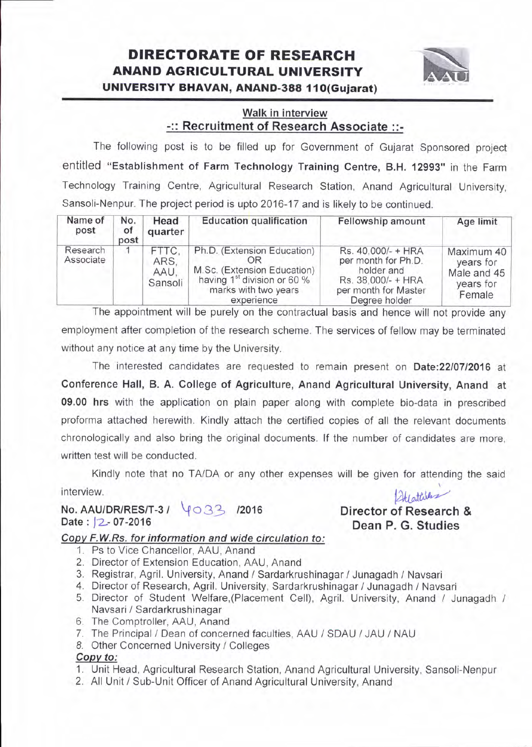# DIRECTORATE OF RESEARCH
## ANAND AGRICULTURAL UNIVERSITY
### UNIVERSITY BHAVAN, ANAND-388 110(Gujarat)

**Walk in interview**

**-:: Recruitment of Research Associate ::-**

The following post is to be filled up for Government of Gujarat Sponsored project entitled **"Establishment of Farm Technology Training Centre, B.H. 12993"** in the Farm Technology Training Centre, Agricultural Research Station, Anand Agricultural University, Sansoli-Nenpur. The project period is upto 2016-17 and is likely to be continued.

| Name of post | No. of post | Head quarter | Education qualification | Fellowship amount | Age limit |
|---|---|---|---|---|---|
| Research Associate | 1 | FTTC, ARS, AAU, Sansoli | Ph.D. (Extension Education) OR M.Sc. (Extension Education) having 1st division or 60 % marks with two years experience | Rs. 40,000/- + HRA per month for Ph.D. holder and Rs. 38,000/- + HRA per month for Master Degree holder | Maximum 40 years for Male and 45 years for Female |

The appointment will be purely on the contractual basis and hence will not provide any employment after completion of the research scheme. The services of fellow may be terminated without any notice at any time by the University.

The interested candidates are requested to remain present on **Date:22/07/2016** at **Conference Hall, B. A. College of Agriculture, Anand Agricultural University, Anand** at **09.00 hrs** with the application on plain paper along with complete bio-data in prescribed proforma attached herewith. Kindly attach the certified copies of all the relevant documents chronologically and also bring the original documents. If the number of candidates are more, written test will be conducted.

Kindly note that no TA/DA or any other expenses will be given for attending the said interview.

**No. AAU/DR/RES/T-3 / 4033 /2016**
**Date : 12-07-2016**

**Director of Research &**
**Dean P. G. Studies**

***Copy F.W.Rs. for information and wide circulation to:***

1. Ps to Vice Chancellor, AAU, Anand
2. Director of Extension Education, AAU, Anand
3. Registrar, Agril. University, Anand / Sardarkrushinagar / Junagadh / Navsari
4. Director of Research, Agril. University, Sardarkrushinagar / Junagadh / Navsari
5. Director of Student Welfare,(Placement Cell), Agril. University, Anand / Junagadh / Navsari / Sardarkrushinagar
6. The Comptroller, AAU, Anand
7. The Principal / Dean of concerned faculties, AAU / SDAU / JAU / NAU
8. Other Concerned University / Colleges

***Copy to:***

1. Unit Head, Agricultural Research Station, Anand Agricultural University, Sansoli-Nenpur
2. All Unit / Sub-Unit Officer of Anand Agricultural University, Anand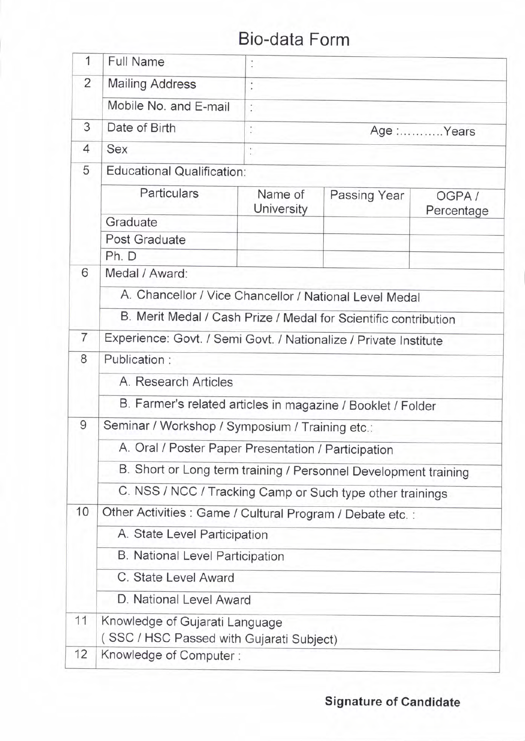# Bio-data Form

| | | |
|---|---|---|
| 1 | Full Name | : |
| 2 | Mailing Address | : |
| | Mobile No. and E-mail | : |
| 3 | Date of Birth | : Age :..........Years |
| 4 | Sex | : |
| 5 | Educational Qualification: | |

| Particulars | Name of University | Passing Year | OGPA / Percentage |
|---|---|---|---|
| Graduate | | | |
| Post Graduate | | | |
| Ph. D | | | |

| | |
|---|---|
| 6 | Medal / Award: |
| | A. Chancellor / Vice Chancellor / National Level Medal |
| | B. Merit Medal / Cash Prize / Medal for Scientific contribution |
| 7 | Experience: Govt. / Semi Govt. / Nationalize / Private Institute |
| 8 | Publication : |
| | A. Research Articles |
| | B. Farmer's related articles in magazine / Booklet / Folder |
| 9 | Seminar / Workshop / Symposium / Training etc.: |
| | A. Oral / Poster Paper Presentation / Participation |
| | B. Short or Long term training / Personnel Development training |
| | C. NSS / NCC / Tracking Camp or Such type other trainings |
| 10 | Other Activities : Game / Cultural Program / Debate etc. : |
| | A. State Level Participation |
| | B. National Level Participation |
| | C. State Level Award |
| | D. National Level Award |
| 11 | Knowledge of Gujarati Language (SSC / HSC Passed with Gujarati Subject) |
| 12 | Knowledge of Computer : |

**Signature of Candidate**